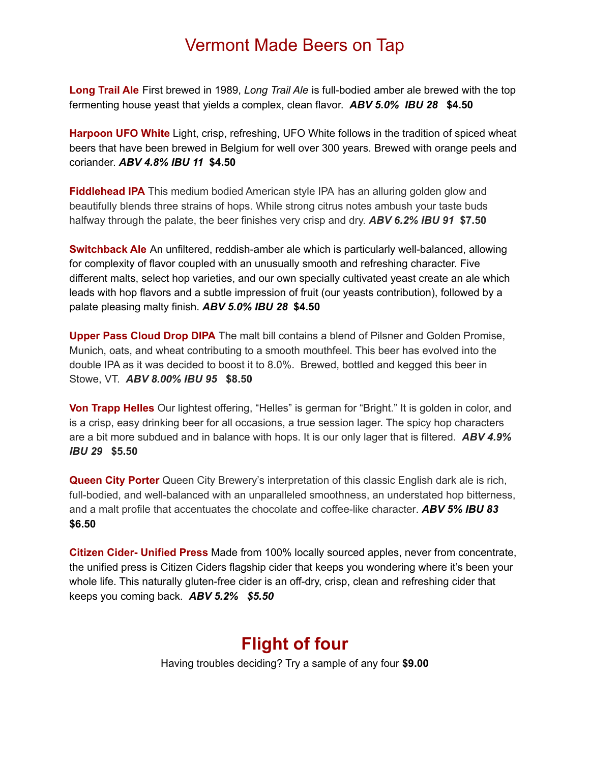# Vermont Made Beers on Tap

**Long Trail Ale** First brewed in 1989, *Long Trail Ale* is full-bodied amber ale brewed with the top fermenting house yeast that yields a complex, clean flavor. ***ABV 5.0% IBU 28*** **$4.50**

**Harpoon UFO White** Light, crisp, refreshing, UFO White follows in the tradition of spiced wheat beers that have been brewed in Belgium for well over 300 years. Brewed with orange peels and coriander. ***ABV 4.8% IBU 11*** **$4.50**

**Fiddlehead IPA** This medium bodied American style IPA has an alluring golden glow and beautifully blends three strains of hops. While strong citrus notes ambush your taste buds halfway through the palate, the beer finishes very crisp and dry. ***ABV 6.2% IBU 91*** **$7.50**

**Switchback Ale** An unfiltered, reddish-amber ale which is particularly well-balanced, allowing for complexity of flavor coupled with an unusually smooth and refreshing character. Five different malts, select hop varieties, and our own specially cultivated yeast create an ale which leads with hop flavors and a subtle impression of fruit (our yeasts contribution), followed by a palate pleasing malty finish. ***ABV 5.0% IBU 28*** **$4.50**

**Upper Pass Cloud Drop DIPA** The malt bill contains a blend of Pilsner and Golden Promise, Munich, oats, and wheat contributing to a smooth mouthfeel. This beer has evolved into the double IPA as it was decided to boost it to 8.0%. Brewed, bottled and kegged this beer in Stowe, VT. ***ABV 8.00% IBU 95*** **$8.50**

**Von Trapp Helles** Our lightest offering, "Helles" is german for "Bright." It is golden in color, and is a crisp, easy drinking beer for all occasions, a true session lager. The spicy hop characters are a bit more subdued and in balance with hops. It is our only lager that is filtered. ***ABV 4.9% IBU 29*** **$5.50**

**Queen City Porter** Queen City Brewery's interpretation of this classic English dark ale is rich, full-bodied, and well-balanced with an unparalleled smoothness, an understated hop bitterness, and a malt profile that accentuates the chocolate and coffee-like character. ***ABV 5% IBU 83*** **$6.50**

**Citizen Cider- Unified Press** Made from 100% locally sourced apples, never from concentrate, the unified press is Citizen Ciders flagship cider that keeps you wondering where it's been your whole life. This naturally gluten-free cider is an off-dry, crisp, clean and refreshing cider that keeps you coming back. ***ABV 5.2% $5.50***

## Flight of four

Having troubles deciding? Try a sample of any four **$9.00**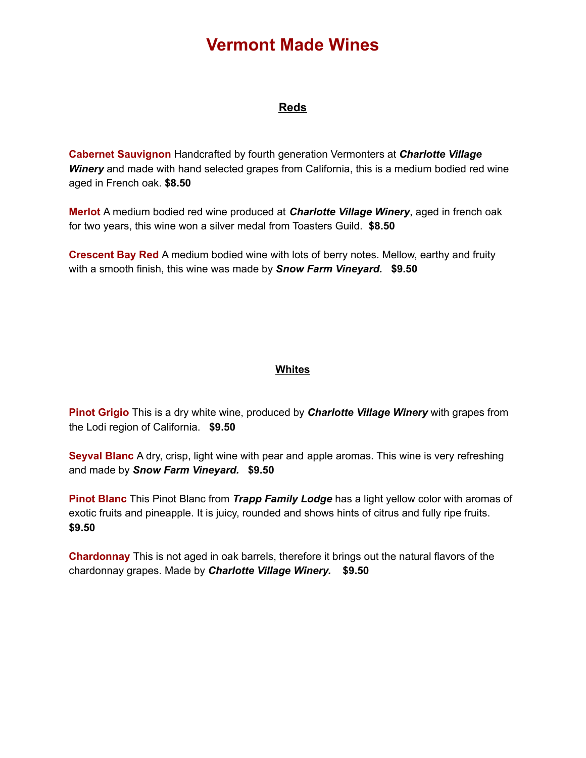# Vermont Made Wines

## Reds

**Cabernet Sauvignon** Handcrafted by fourth generation Vermonters at ***Charlotte Village Winery*** and made with hand selected grapes from California, this is a medium bodied red wine aged in French oak. **$8.50**

**Merlot** A medium bodied red wine produced at ***Charlotte Village Winery***, aged in french oak for two years, this wine won a silver medal from Toasters Guild. **$8.50**

**Crescent Bay Red** A medium bodied wine with lots of berry notes. Mellow, earthy and fruity with a smooth finish, this wine was made by ***Snow Farm Vineyard.*** **$9.50**

## Whites

**Pinot Grigio** This is a dry white wine, produced by ***Charlotte Village Winery*** with grapes from the Lodi region of California. **$9.50**

**Seyval Blanc** A dry, crisp, light wine with pear and apple aromas. This wine is very refreshing and made by ***Snow Farm Vineyard.*** **$9.50**

**Pinot Blanc** This Pinot Blanc from ***Trapp Family Lodge*** has a light yellow color with aromas of exotic fruits and pineapple. It is juicy, rounded and shows hints of citrus and fully ripe fruits. **$9.50**

**Chardonnay** This is not aged in oak barrels, therefore it brings out the natural flavors of the chardonnay grapes. Made by ***Charlotte Village Winery.*** **$9.50**